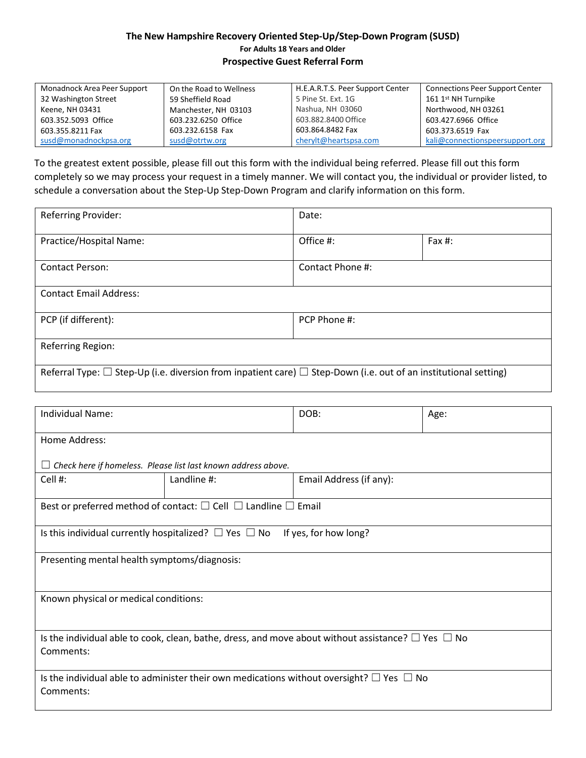# The New Hampshire Recovery Oriented Step-Up/Step-Down Program (SUSD)

### For Adults 18 Years and Older

## Prospective Guest Referral Form

| Monadnock Area Peer Support<br>32 Washington Street<br>Keene, NH 03431<br>603.352.5093 Office<br>603.355.8211 Fax<br>susd@monadnockpsa.org | On the Road to Wellness<br>59 Sheffield Road<br>Manchester, NH 03103<br>603.232.6250 Office<br>603.232.6158 Fax<br>susd@otrtw.org | H.E.A.R.T.S. Peer Support Center<br>5 Pine St. Ext. 1G<br>Nashua, NH 03060<br>603.882.8400 Office<br>603.864.8482 Fax<br>cherylt@heartspsa.com | Connections Peer Support Center<br>161 1st NH Turnpike<br>Northwood, NH 03261<br>603.427.6966 Office<br>603.373.6519 Fax<br>kali@connectionspeersupport.org |
|---|---|---|---|

To the greatest extent possible, please fill out this form with the individual being referred. Please fill out this form completely so we may process your request in a timely manner. We will contact you, the individual or provider listed, to schedule a conversation about the Step-Up Step-Down Program and clarify information on this form.

| Referring Provider: | Date: | |
|---|---|---|
| Practice/Hospital Name: | Office #: | Fax #: |
| Contact Person: | Contact Phone #: | |
| Contact Email Address: | | |
| PCP (if different): | PCP Phone #: | |
| Referring Region: | | |
| Referral Type: ☐ Step-Up (i.e. diversion from inpatient care) ☐ Step-Down (i.e. out of an institutional setting) | | |

| Individual Name: | | DOB: | Age: |
|---|---|---|---|
| Home Address:<br><br>☐ *Check here if homeless. Please list last known address above.* | | | |
| Cell #: | Landline #: | Email Address (if any): | |
| Best or preferred method of contact: ☐ Cell ☐ Landline ☐ Email | | | |
| Is this individual currently hospitalized? ☐ Yes ☐ No If yes, for how long? | | | |
| Presenting mental health symptoms/diagnosis: | | | |
| Known physical or medical conditions: | | | |
| Is the individual able to cook, clean, bathe, dress, and move about without assistance? ☐ Yes ☐ No<br>Comments: | | | |
| Is the individual able to administer their own medications without oversight? ☐ Yes ☐ No<br>Comments: | | | |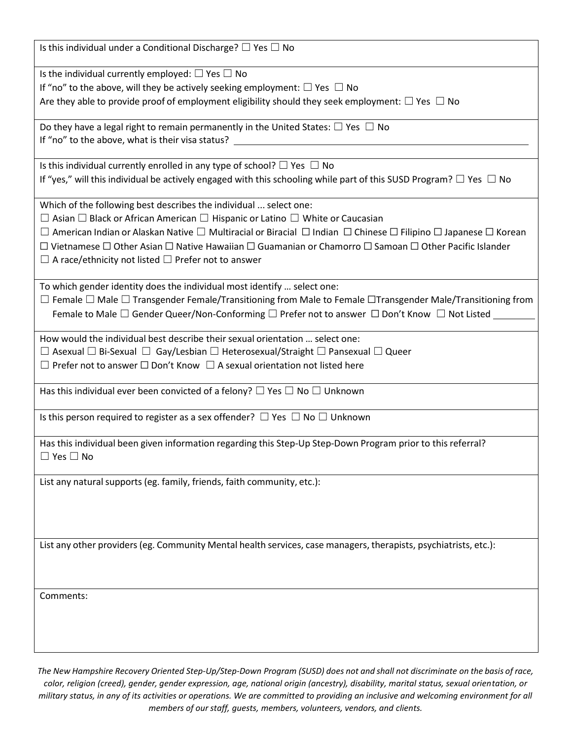Is this individual under a Conditional Discharge? ☐ Yes ☐ No

Is the individual currently employed: ☐ Yes ☐ No

If "no" to the above, will they be actively seeking employment: ☐ Yes ☐ No

Are they able to provide proof of employment eligibility should they seek employment: ☐ Yes ☐ No

Do they have a legal right to remain permanently in the United States: ☐ Yes ☐ No

If "no" to the above, what is their visa status? ____________________

Is this individual currently enrolled in any type of school? ☐ Yes ☐ No

If "yes," will this individual be actively engaged with this schooling while part of this SUSD Program? ☐ Yes ☐ No

Which of the following best describes the individual ... select one:

☐ Asian ☐ Black or African American ☐ Hispanic or Latino ☐ White or Caucasian

☐ American Indian or Alaskan Native ☐ Multiracial or Biracial ☐ Indian ☐ Chinese ☐ Filipino ☐ Japanese ☐ Korean

☐ Vietnamese ☐ Other Asian ☐ Native Hawaiian ☐ Guamanian or Chamorro ☐ Samoan ☐ Other Pacific Islander

☐ A race/ethnicity not listed ☐ Prefer not to answer

To which gender identity does the individual most identify … select one:

☐ Female ☐ Male ☐ Transgender Female/Transitioning from Male to Female ☐Transgender Male/Transitioning from Female to Male ☐ Gender Queer/Non-Conforming ☐ Prefer not to answer ☐ Don't Know ☐ Not Listed ________

How would the individual best describe their sexual orientation … select one:

☐ Asexual ☐ Bi-Sexual ☐ Gay/Lesbian ☐ Heterosexual/Straight ☐ Pansexual ☐ Queer

☐ Prefer not to answer ☐ Don't Know ☐ A sexual orientation not listed here

Has this individual ever been convicted of a felony? ☐ Yes ☐ No ☐ Unknown

Is this person required to register as a sex offender? ☐ Yes ☐ No ☐ Unknown

Has this individual been given information regarding this Step-Up Step-Down Program prior to this referral?

☐ Yes ☐ No

List any natural supports (eg. family, friends, faith community, etc.):

List any other providers (eg. Community Mental health services, case managers, therapists, psychiatrists, etc.):

Comments:

*The New Hampshire Recovery Oriented Step-Up/Step-Down Program (SUSD) does not and shall not discriminate on the basis of race, color, religion (creed), gender, gender expression, age, national origin (ancestry), disability, marital status, sexual orientation, or military status, in any of its activities or operations. We are committed to providing an inclusive and welcoming environment for all members of our staff, guests, members, volunteers, vendors, and clients.*